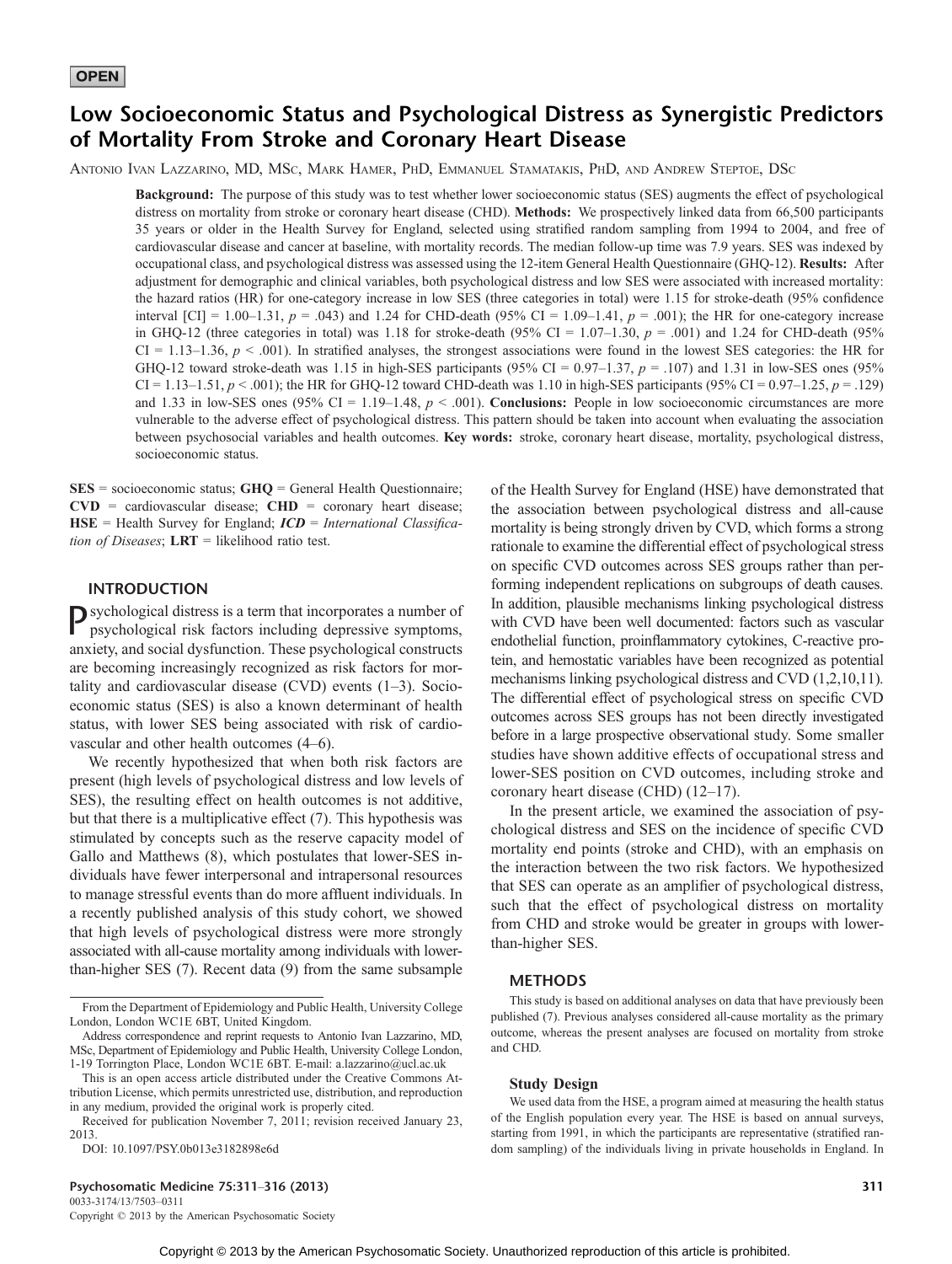OPEN

# Low Socioeconomic Status and Psychological Distress as Synergistic Predictors of Mortality From Stroke and Coronary Heart Disease

Antonio Ivan Lazzarino, MD, MSc, Mark Hamer, PhD, Emmanuel Stamatakis, PhD, and Andrew Steptoe, DSc

**Background:** The purpose of this study was to test whether lower socioeconomic status (SES) augments the effect of psychological distress on mortality from stroke or coronary heart disease (CHD). **Methods:** We prospectively linked data from 66,500 participants 35 years or older in the Health Survey for England, selected using stratified random sampling from 1994 to 2004, and free of cardiovascular disease and cancer at baseline, with mortality records. The median follow-up time was 7.9 years. SES was indexed by occupational class, and psychological distress was assessed using the 12-item General Health Questionnaire (GHQ-12). **Results:** After adjustment for demographic and clinical variables, both psychological distress and low SES were associated with increased mortality: the hazard ratios (HR) for one-category increase in low SES (three categories in total) were 1.15 for stroke-death (95% confidence interval [CI] = 1.00–1.31, $p = .043$) and 1.24 for CHD-death (95% CI = 1.09–1.41, $p = .001$); the HR for one-category increase in GHQ-12 (three categories in total) was 1.18 for stroke-death (95% CI = 1.07–1.30, $p = .001$) and 1.24 for CHD-death (95% CI = 1.13–1.36, $p < .001$). In stratified analyses, the strongest associations were found in the lowest SES categories: the HR for GHQ-12 toward stroke-death was 1.15 in high-SES participants (95% CI = 0.97–1.37, $p = .107$) and 1.31 in low-SES ones (95% CI = 1.13–1.51, $p < .001$); the HR for GHQ-12 toward CHD-death was 1.10 in high-SES participants (95% CI = 0.97–1.25, $p = .129$) and 1.33 in low-SES ones (95% CI = 1.19–1.48, $p < .001$). **Conclusions:** People in low socioeconomic circumstances are more vulnerable to the adverse effect of psychological distress. This pattern should be taken into account when evaluating the association between psychosocial variables and health outcomes. **Key words:** stroke, coronary heart disease, mortality, psychological distress, socioeconomic status.

**SES** = socioeconomic status; **GHQ** = General Health Questionnaire; **CVD** = cardiovascular disease; **CHD** = coronary heart disease; **HSE** = Health Survey for England; ***ICD*** = *International Classification of Diseases*; **LRT** = likelihood ratio test.

## INTRODUCTION

Psychological distress is a term that incorporates a number of psychological risk factors including depressive symptoms, anxiety, and social dysfunction. These psychological constructs are becoming increasingly recognized as risk factors for mortality and cardiovascular disease (CVD) events (1–3). Socioeconomic status (SES) is also a known determinant of health status, with lower SES being associated with risk of cardiovascular and other health outcomes (4–6).

We recently hypothesized that when both risk factors are present (high levels of psychological distress and low levels of SES), the resulting effect on health outcomes is not additive, but that there is a multiplicative effect (7). This hypothesis was stimulated by concepts such as the reserve capacity model of Gallo and Matthews (8), which postulates that lower-SES individuals have fewer interpersonal and intrapersonal resources to manage stressful events than do more affluent individuals. In a recently published analysis of this study cohort, we showed that high levels of psychological distress were more strongly associated with all-cause mortality among individuals with lower-than-higher SES (7). Recent data (9) from the same subsample of the Health Survey for England (HSE) have demonstrated that the association between psychological distress and all-cause mortality is being strongly driven by CVD, which forms a strong rationale to examine the differential effect of psychological stress on specific CVD outcomes across SES groups rather than performing independent replications on subgroups of death causes. In addition, plausible mechanisms linking psychological distress with CVD have been well documented: factors such as vascular endothelial function, proinflammatory cytokines, C-reactive protein, and hemostatic variables have been recognized as potential mechanisms linking psychological distress and CVD (1,2,10,11). The differential effect of psychological stress on specific CVD outcomes across SES groups has not been directly investigated before in a large prospective observational study. Some smaller studies have shown additive effects of occupational stress and lower-SES position on CVD outcomes, including stroke and coronary heart disease (CHD) (12–17).

In the present article, we examined the association of psychological distress and SES on the incidence of specific CVD mortality end points (stroke and CHD), with an emphasis on the interaction between the two risk factors. We hypothesized that SES can operate as an amplifier of psychological distress, such that the effect of psychological distress on mortality from CHD and stroke would be greater in groups with lower-than-higher SES.

## METHODS

This study is based on additional analyses on data that have previously been published (7). Previous analyses considered all-cause mortality as the primary outcome, whereas the present analyses are focused on mortality from stroke and CHD.

### Study Design

We used data from the HSE, a program aimed at measuring the health status of the English population every year. The HSE is based on annual surveys, starting from 1991, in which the participants are representative (stratified random sampling) of the individuals living in private households in England. In

From the Department of Epidemiology and Public Health, University College London, London WC1E 6BT, United Kingdom.

Address correspondence and reprint requests to Antonio Ivan Lazzarino, MD, MSc, Department of Epidemiology and Public Health, University College London, 1-19 Torrington Place, London WC1E 6BT. E-mail: a.lazzarino@ucl.ac.uk

This is an open access article distributed under the Creative Commons Attribution License, which permits unrestricted use, distribution, and reproduction in any medium, provided the original work is properly cited.

Received for publication November 7, 2011; revision received January 23, 2013.

DOI: 10.1097/PSY.0b013e3182898e6d

Copyright © 2013 by the American Psychosomatic Society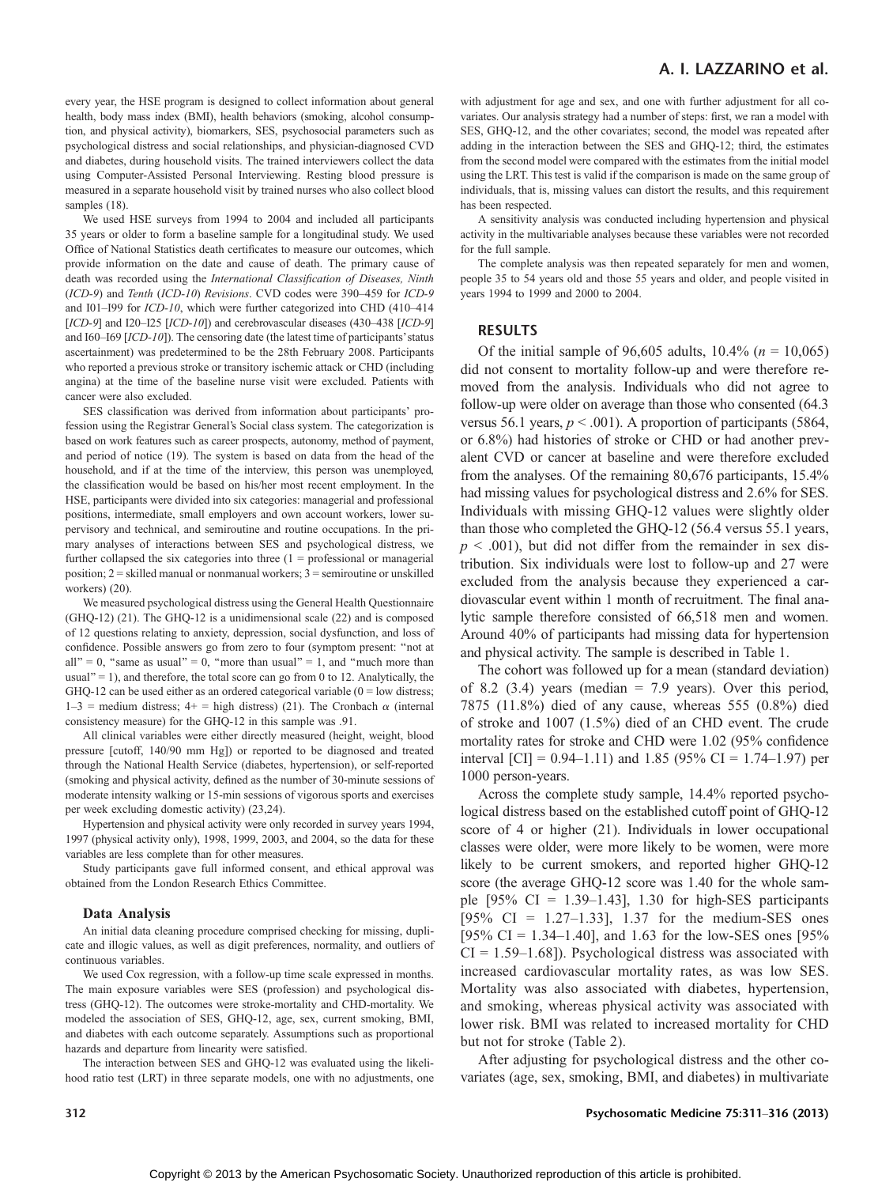every year, the HSE program is designed to collect information about general health, body mass index (BMI), health behaviors (smoking, alcohol consumption, and physical activity), biomarkers, SES, psychosocial parameters such as psychological distress and social relationships, and physician-diagnosed CVD and diabetes, during household visits. The trained interviewers collect the data using Computer-Assisted Personal Interviewing. Resting blood pressure is measured in a separate household visit by trained nurses who also collect blood samples (18).

We used HSE surveys from 1994 to 2004 and included all participants 35 years or older to form a baseline sample for a longitudinal study. We used Office of National Statistics death certificates to measure our outcomes, which provide information on the date and cause of death. The primary cause of death was recorded using the *International Classification of Diseases, Ninth* (*ICD-9*) and *Tenth* (*ICD-10*) *Revisions*. CVD codes were 390–459 for *ICD-9* and I01–I99 for *ICD-10*, which were further categorized into CHD (410–414 [*ICD-9*] and I20–I25 [*ICD-10*]) and cerebrovascular diseases (430–438 [*ICD-9*] and I60–I69 [*ICD-10*]). The censoring date (the latest time of participants' status ascertainment) was predetermined to be the 28th February 2008. Participants who reported a previous stroke or transitory ischemic attack or CHD (including angina) at the time of the baseline nurse visit were excluded. Patients with cancer were also excluded.

SES classification was derived from information about participants' profession using the Registrar General's Social class system. The categorization is based on work features such as career prospects, autonomy, method of payment, and period of notice (19). The system is based on data from the head of the household, and if at the time of the interview, this person was unemployed, the classification would be based on his/her most recent employment. In the HSE, participants were divided into six categories: managerial and professional positions, intermediate, small employers and own account workers, lower supervisory and technical, and semiroutine and routine occupations. In the primary analyses of interactions between SES and psychological distress, we further collapsed the six categories into three (1 = professional or managerial position; 2 = skilled manual or nonmanual workers; 3 = semiroutine or unskilled workers) (20).

We measured psychological distress using the General Health Questionnaire (GHQ-12) (21). The GHQ-12 is a unidimensional scale (22) and is composed of 12 questions relating to anxiety, depression, social dysfunction, and loss of confidence. Possible answers go from zero to four (symptom present: "not at all" = 0, "same as usual" = 0, "more than usual" = 1, and "much more than usual" = 1), and therefore, the total score can go from 0 to 12. Analytically, the GHQ-12 can be used either as an ordered categorical variable (0 = low distress; 1–3 = medium distress; 4+ = high distress) (21). The Cronbach $\alpha$ (internal consistency measure) for the GHQ-12 in this sample was .91.

All clinical variables were either directly measured (height, weight, blood pressure [cutoff, 140/90 mm Hg]) or reported to be diagnosed and treated through the National Health Service (diabetes, hypertension), or self-reported (smoking and physical activity, defined as the number of 30-minute sessions of moderate intensity walking or 15-min sessions of vigorous sports and exercises per week excluding domestic activity) (23,24).

Hypertension and physical activity were only recorded in survey years 1994, 1997 (physical activity only), 1998, 1999, 2003, and 2004, so the data for these variables are less complete than for other measures.

Study participants gave full informed consent, and ethical approval was obtained from the London Research Ethics Committee.

### Data Analysis

An initial data cleaning procedure comprised checking for missing, duplicate and illogic values, as well as digit preferences, normality, and outliers of continuous variables.

We used Cox regression, with a follow-up time scale expressed in months. The main exposure variables were SES (profession) and psychological distress (GHQ-12). The outcomes were stroke-mortality and CHD-mortality. We modeled the association of SES, GHQ-12, age, sex, current smoking, BMI, and diabetes with each outcome separately. Assumptions such as proportional hazards and departure from linearity were satisfied.

The interaction between SES and GHQ-12 was evaluated using the likelihood ratio test (LRT) in three separate models, one with no adjustments, one with adjustment for age and sex, and one with further adjustment for all covariates. Our analysis strategy had a number of steps: first, we ran a model with SES, GHQ-12, and the other covariates; second, the model was repeated after adding in the interaction between the SES and GHQ-12; third, the estimates from the second model were compared with the estimates from the initial model using the LRT. This test is valid if the comparison is made on the same group of individuals, that is, missing values can distort the results, and this requirement has been respected.

A sensitivity analysis was conducted including hypertension and physical activity in the multivariable analyses because these variables were not recorded for the full sample.

The complete analysis was then repeated separately for men and women, people 35 to 54 years old and those 55 years and older, and people visited in years 1994 to 1999 and 2000 to 2004.

## RESULTS

Of the initial sample of 96,605 adults, 10.4% ($n$ = 10,065) did not consent to mortality follow-up and were therefore removed from the analysis. Individuals who did not agree to follow-up were older on average than those who consented (64.3 versus 56.1 years, $p < .001$). A proportion of participants (5864, or 6.8%) had histories of stroke or CHD or had another prevalent CVD or cancer at baseline and were therefore excluded from the analyses. Of the remaining 80,676 participants, 15.4% had missing values for psychological distress and 2.6% for SES. Individuals with missing GHQ-12 values were slightly older than those who completed the GHQ-12 (56.4 versus 55.1 years, $p < .001$), but did not differ from the remainder in sex distribution. Six individuals were lost to follow-up and 27 were excluded from the analysis because they experienced a cardiovascular event within 1 month of recruitment. The final analytic sample therefore consisted of 66,518 men and women. Around 40% of participants had missing data for hypertension and physical activity. The sample is described in Table 1.

The cohort was followed up for a mean (standard deviation) of 8.2 (3.4) years (median = 7.9 years). Over this period, 7875 (11.8%) died of any cause, whereas 555 (0.8%) died of stroke and 1007 (1.5%) died of an CHD event. The crude mortality rates for stroke and CHD were 1.02 (95% confidence interval [CI] = 0.94–1.11) and 1.85 (95% CI = 1.74–1.97) per 1000 person-years.

Across the complete study sample, 14.4% reported psychological distress based on the established cutoff point of GHQ-12 score of 4 or higher (21). Individuals in lower occupational classes were older, were more likely to be women, were more likely to be current smokers, and reported higher GHQ-12 score (the average GHQ-12 score was 1.40 for the whole sample [95% CI = 1.39–1.43], 1.30 for high-SES participants [95% CI = 1.27–1.33], 1.37 for the medium-SES ones [95% CI = 1.34–1.40], and 1.63 for the low-SES ones [95% CI = 1.59–1.68]). Psychological distress was associated with increased cardiovascular mortality rates, as was low SES. Mortality was also associated with diabetes, hypertension, and smoking, whereas physical activity was associated with lower risk. BMI was related to increased mortality for CHD but not for stroke (Table 2).

After adjusting for psychological distress and the other covariates (age, sex, smoking, BMI, and diabetes) in multivariate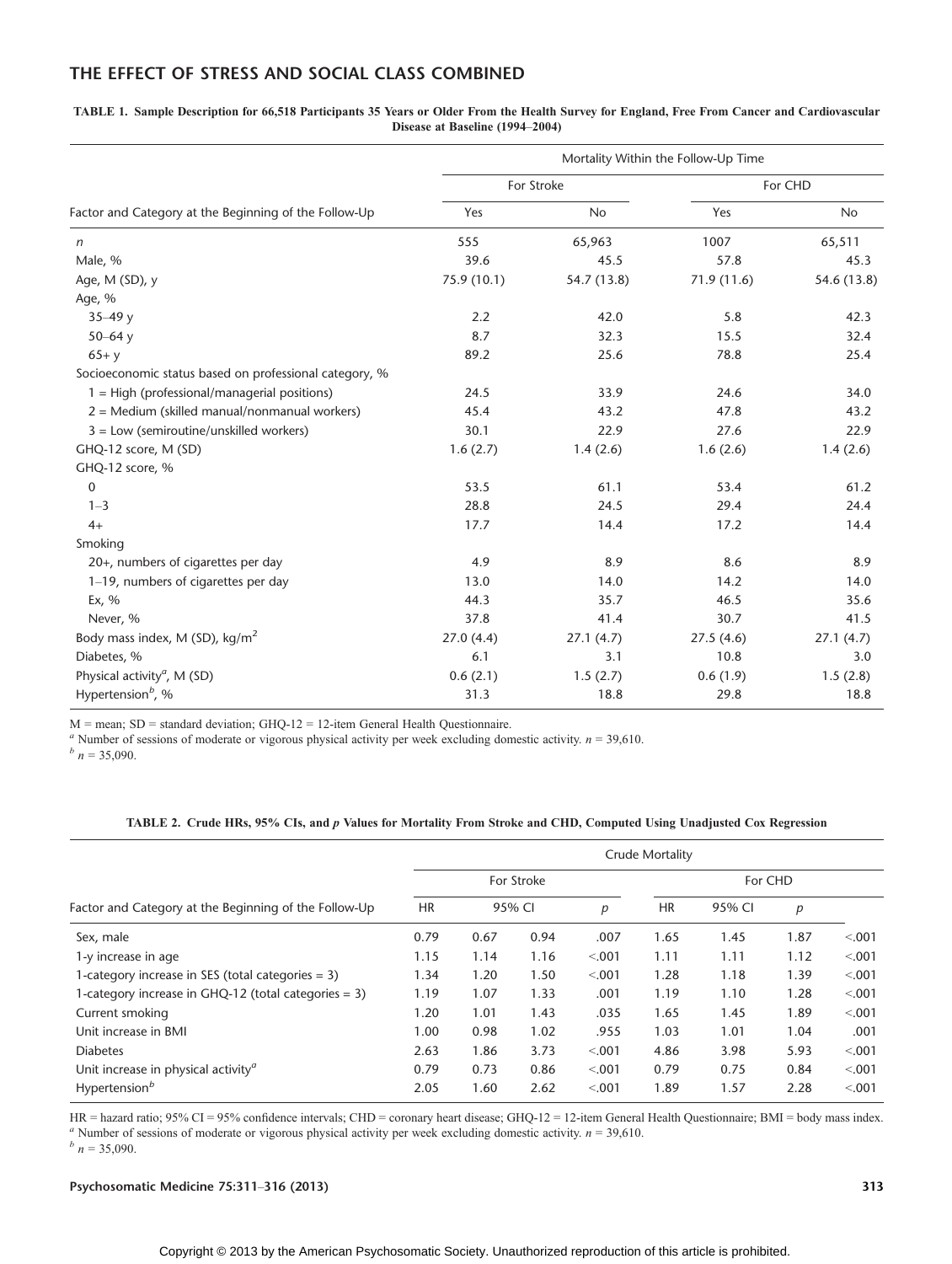## THE EFFECT OF STRESS AND SOCIAL CLASS COMBINED

**TABLE 1. Sample Description for 66,518 Participants 35 Years or Older From the Health Survey for England, Free From Cancer and Cardiovascular Disease at Baseline (1994–2004)**

| | Mortality Within the Follow-Up Time | | | |
|---|---|---|---|---|
| | For Stroke | | For CHD | |
| Factor and Category at the Beginning of the Follow-Up | Yes | No | Yes | No |
| *n* | 555 | 65,963 | 1007 | 65,511 |
| Male, % | 39.6 | 45.5 | 57.8 | 45.3 |
| Age, M (SD), y | 75.9 (10.1) | 54.7 (13.8) | 71.9 (11.6) | 54.6 (13.8) |
| Age, % | | | | |
| 35–49 y | 2.2 | 42.0 | 5.8 | 42.3 |
| 50–64 y | 8.7 | 32.3 | 15.5 | 32.4 |
| 65+ y | 89.2 | 25.6 | 78.8 | 25.4 |
| Socioeconomic status based on professional category, % | | | | |
| 1 = High (professional/managerial positions) | 24.5 | 33.9 | 24.6 | 34.0 |
| 2 = Medium (skilled manual/nonmanual workers) | 45.4 | 43.2 | 47.8 | 43.2 |
| 3 = Low (semiroutine/unskilled workers) | 30.1 | 22.9 | 27.6 | 22.9 |
| GHQ-12 score, M (SD) | 1.6 (2.7) | 1.4 (2.6) | 1.6 (2.6) | 1.4 (2.6) |
| GHQ-12 score, % | | | | |
| 0 | 53.5 | 61.1 | 53.4 | 61.2 |
| 1–3 | 28.8 | 24.5 | 29.4 | 24.4 |
| 4+ | 17.7 | 14.4 | 17.2 | 14.4 |
| Smoking | | | | |
| 20+, numbers of cigarettes per day | 4.9 | 8.9 | 8.6 | 8.9 |
| 1–19, numbers of cigarettes per day | 13.0 | 14.0 | 14.2 | 14.0 |
| Ex, % | 44.3 | 35.7 | 46.5 | 35.6 |
| Never, % | 37.8 | 41.4 | 30.7 | 41.5 |
| Body mass index, M (SD), kg/m$^2$ | 27.0 (4.4) | 27.1 (4.7) | 27.5 (4.6) | 27.1 (4.7) |
| Diabetes, % | 6.1 | 3.1 | 10.8 | 3.0 |
| Physical activity[a], M (SD) | 0.6 (2.1) | 1.5 (2.7) | 0.6 (1.9) | 1.5 (2.8) |
| Hypertension[b], % | 31.3 | 18.8 | 29.8 | 18.8 |

M = mean; SD = standard deviation; GHQ-12 = 12-item General Health Questionnaire.
[a] Number of sessions of moderate or vigorous physical activity per week excluding domestic activity. *n* = 39,610.
[b] *n* = 35,090.

**TABLE 2. Crude HRs, 95% CIs, and *p* Values for Mortality From Stroke and CHD, Computed Using Unadjusted Cox Regression**

| | Crude Mortality | | | | | | | |
|---|---|---|---|---|---|---|---|---|
| | For Stroke | | | | For CHD | | | |
| Factor and Category at the Beginning of the Follow-Up | HR | 95% CI | | *p* | HR | 95% CI | | *p* |
| Sex, male | 0.79 | 0.67 | 0.94 | .007 | 1.65 | 1.45 | 1.87 | <.001 |
| 1-y increase in age | 1.15 | 1.14 | 1.16 | <.001 | 1.11 | 1.11 | 1.12 | <.001 |
| 1-category increase in SES (total categories = 3) | 1.34 | 1.20 | 1.50 | <.001 | 1.28 | 1.18 | 1.39 | <.001 |
| 1-category increase in GHQ-12 (total categories = 3) | 1.19 | 1.07 | 1.33 | .001 | 1.19 | 1.10 | 1.28 | <.001 |
| Current smoking | 1.20 | 1.01 | 1.43 | .035 | 1.65 | 1.45 | 1.89 | <.001 |
| Unit increase in BMI | 1.00 | 0.98 | 1.02 | .955 | 1.03 | 1.01 | 1.04 | .001 |
| Diabetes | 2.63 | 1.86 | 3.73 | <.001 | 4.86 | 3.98 | 5.93 | <.001 |
| Unit increase in physical activity[a] | 0.79 | 0.73 | 0.86 | <.001 | 0.79 | 0.75 | 0.84 | <.001 |
| Hypertension[b] | 2.05 | 1.60 | 2.62 | <.001 | 1.89 | 1.57 | 2.28 | <.001 |

HR = hazard ratio; 95% CI = 95% confidence intervals; CHD = coronary heart disease; GHQ-12 = 12-item General Health Questionnaire; BMI = body mass index.
[a] Number of sessions of moderate or vigorous physical activity per week excluding domestic activity. *n* = 39,610.
[b] *n* = 35,090.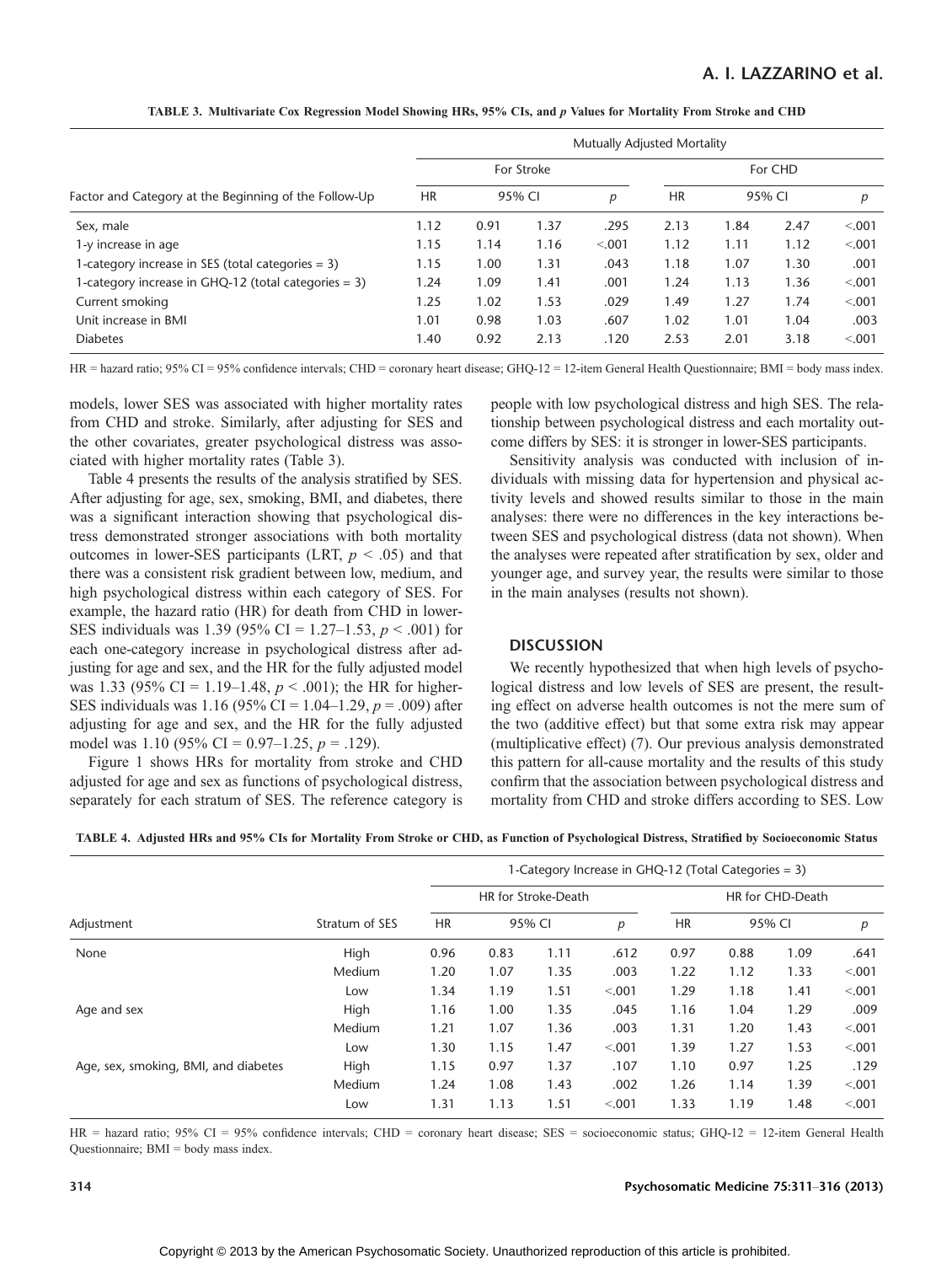**TABLE 3. Multivariate Cox Regression Model Showing HRs, 95% CIs, and *p* Values for Mortality From Stroke and CHD**

| Factor and Category at the Beginning of the Follow-Up | Mutually Adjusted Mortality | | | | | | | |
|---|---|---|---|---|---|---|---|---|
| | For Stroke | | | | For CHD | | | |
| | HR | 95% CI | | *p* | HR | 95% CI | | *p* |
| Sex, male | 1.12 | 0.91 | 1.37 | .295 | 2.13 | 1.84 | 2.47 | <.001 |
| 1-y increase in age | 1.15 | 1.14 | 1.16 | <.001 | 1.12 | 1.11 | 1.12 | <.001 |
| 1-category increase in SES (total categories = 3) | 1.15 | 1.00 | 1.31 | .043 | 1.18 | 1.07 | 1.30 | .001 |
| 1-category increase in GHQ-12 (total categories = 3) | 1.24 | 1.09 | 1.41 | .001 | 1.24 | 1.13 | 1.36 | <.001 |
| Current smoking | 1.25 | 1.02 | 1.53 | .029 | 1.49 | 1.27 | 1.74 | <.001 |
| Unit increase in BMI | 1.01 | 0.98 | 1.03 | .607 | 1.02 | 1.01 | 1.04 | .003 |
| Diabetes | 1.40 | 0.92 | 2.13 | .120 | 2.53 | 2.01 | 3.18 | <.001 |

HR = hazard ratio; 95% CI = 95% confidence intervals; CHD = coronary heart disease; GHQ-12 = 12-item General Health Questionnaire; BMI = body mass index.

models, lower SES was associated with higher mortality rates from CHD and stroke. Similarly, after adjusting for SES and the other covariates, greater psychological distress was associated with higher mortality rates (Table 3).

Table 4 presents the results of the analysis stratified by SES. After adjusting for age, sex, smoking, BMI, and diabetes, there was a significant interaction showing that psychological distress demonstrated stronger associations with both mortality outcomes in lower-SES participants (LRT, $p < .05$) and that there was a consistent risk gradient between low, medium, and high psychological distress within each category of SES. For example, the hazard ratio (HR) for death from CHD in lower-SES individuals was 1.39 (95% CI = 1.27–1.53, $p < .001$) for each one-category increase in psychological distress after adjusting for age and sex, and the HR for the fully adjusted model was 1.33 (95% CI = 1.19–1.48, $p < .001$); the HR for higher-SES individuals was 1.16 (95% CI = 1.04–1.29, $p = .009$) after adjusting for age and sex, and the HR for the fully adjusted model was 1.10 (95% CI = 0.97–1.25, $p = .129$).

Figure 1 shows HRs for mortality from stroke and CHD adjusted for age and sex as functions of psychological distress, separately for each stratum of SES. The reference category is people with low psychological distress and high SES. The relationship between psychological distress and each mortality outcome differs by SES: it is stronger in lower-SES participants.

Sensitivity analysis was conducted with inclusion of individuals with missing data for hypertension and physical activity levels and showed results similar to those in the main analyses: there were no differences in the key interactions between SES and psychological distress (data not shown). When the analyses were repeated after stratification by sex, older and younger age, and survey year, the results were similar to those in the main analyses (results not shown).

## DISCUSSION

We recently hypothesized that when high levels of psychological distress and low levels of SES are present, the resulting effect on adverse health outcomes is not the mere sum of the two (additive effect) but that some extra risk may appear (multiplicative effect) (7). Our previous analysis demonstrated this pattern for all-cause mortality and the results of this study confirm that the association between psychological distress and mortality from CHD and stroke differs according to SES. Low

**TABLE 4. Adjusted HRs and 95% CIs for Mortality From Stroke or CHD, as Function of Psychological Distress, Stratified by Socioeconomic Status**

| Adjustment | Stratum of SES | 1-Category Increase in GHQ-12 (Total Categories = 3) | | | | | | | |
|---|---|---|---|---|---|---|---|---|---|
| | | HR for Stroke-Death | | | | HR for CHD-Death | | | |
| | | HR | 95% CI | | *p* | HR | 95% CI | | *p* |
| None | High | 0.96 | 0.83 | 1.11 | .612 | 0.97 | 0.88 | 1.09 | .641 |
| | Medium | 1.20 | 1.07 | 1.35 | .003 | 1.22 | 1.12 | 1.33 | <.001 |
| | Low | 1.34 | 1.19 | 1.51 | <.001 | 1.29 | 1.18 | 1.41 | <.001 |
| Age and sex | High | 1.16 | 1.00 | 1.35 | .045 | 1.16 | 1.04 | 1.29 | .009 |
| | Medium | 1.21 | 1.07 | 1.36 | .003 | 1.31 | 1.20 | 1.43 | <.001 |
| | Low | 1.30 | 1.15 | 1.47 | <.001 | 1.39 | 1.27 | 1.53 | <.001 |
| Age, sex, smoking, BMI, and diabetes | High | 1.15 | 0.97 | 1.37 | .107 | 1.10 | 0.97 | 1.25 | .129 |
| | Medium | 1.24 | 1.08 | 1.43 | .002 | 1.26 | 1.14 | 1.39 | <.001 |
| | Low | 1.31 | 1.13 | 1.51 | <.001 | 1.33 | 1.19 | 1.48 | <.001 |

HR = hazard ratio; 95% CI = 95% confidence intervals; CHD = coronary heart disease; SES = socioeconomic status; GHQ-12 = 12-item General Health Questionnaire; BMI = body mass index.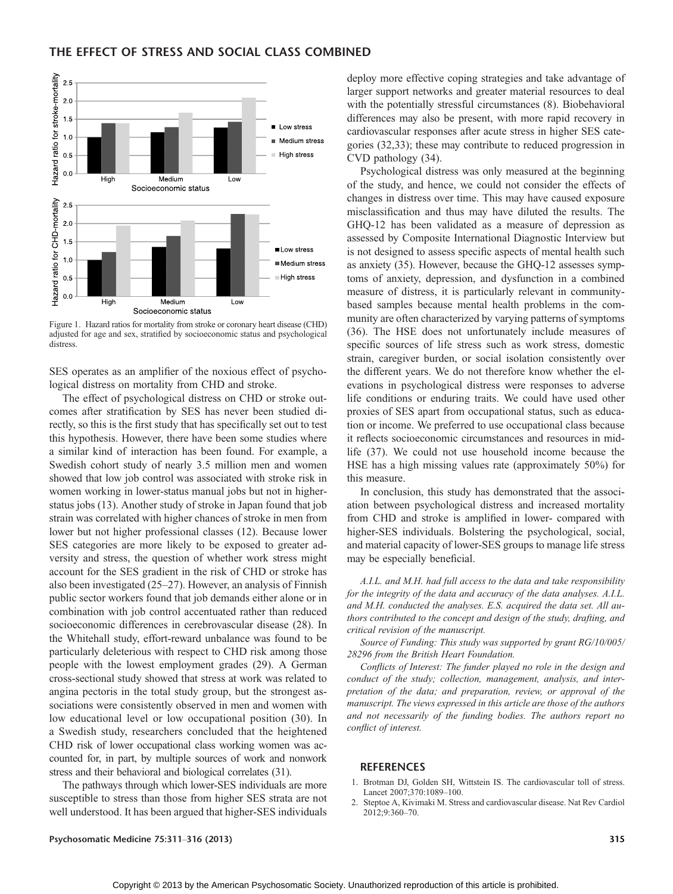## THE EFFECT OF STRESS AND SOCIAL CLASS COMBINED

Figure 1. Hazard ratios for mortality from stroke or coronary heart disease (CHD) adjusted for age and sex, stratified by socioeconomic status and psychological distress.

SES operates as an amplifier of the noxious effect of psychological distress on mortality from CHD and stroke.

The effect of psychological distress on CHD or stroke outcomes after stratification by SES has never been studied directly, so this is the first study that has specifically set out to test this hypothesis. However, there have been some studies where a similar kind of interaction has been found. For example, a Swedish cohort study of nearly 3.5 million men and women showed that low job control was associated with stroke risk in women working in lower-status manual jobs but not in higher-status jobs (13). Another study of stroke in Japan found that job strain was correlated with higher chances of stroke in men from lower but not higher professional classes (12). Because lower SES categories are more likely to be exposed to greater adversity and stress, the question of whether work stress might account for the SES gradient in the risk of CHD or stroke has also been investigated (25–27). However, an analysis of Finnish public sector workers found that job demands either alone or in combination with job control accentuated rather than reduced socioeconomic differences in cerebrovascular disease (28). In the Whitehall study, effort-reward unbalance was found to be particularly deleterious with respect to CHD risk among those people with the lowest employment grades (29). A German cross-sectional study showed that stress at work was related to angina pectoris in the total study group, but the strongest associations were consistently observed in men and women with low educational level or low occupational position (30). In a Swedish study, researchers concluded that the heightened CHD risk of lower occupational class working women was accounted for, in part, by multiple sources of work and nonwork stress and their behavioral and biological correlates (31).

The pathways through which lower-SES individuals are more susceptible to stress than those from higher SES strata are not well understood. It has been argued that higher-SES individuals deploy more effective coping strategies and take advantage of larger support networks and greater material resources to deal with the potentially stressful circumstances (8). Biobehavioral differences may also be present, with more rapid recovery in cardiovascular responses after acute stress in higher SES categories (32,33); these may contribute to reduced progression in CVD pathology (34).

Psychological distress was only measured at the beginning of the study, and hence, we could not consider the effects of changes in distress over time. This may have caused exposure misclassification and thus may have diluted the results. The GHQ-12 has been validated as a measure of depression as assessed by Composite International Diagnostic Interview but is not designed to assess specific aspects of mental health such as anxiety (35). However, because the GHQ-12 assesses symptoms of anxiety, depression, and dysfunction in a combined measure of distress, it is particularly relevant in community-based samples because mental health problems in the community are often characterized by varying patterns of symptoms (36). The HSE does not unfortunately include measures of specific sources of life stress such as work stress, domestic strain, caregiver burden, or social isolation consistently over the different years. We do not therefore know whether the elevations in psychological distress were responses to adverse life conditions or enduring traits. We could have used other proxies of SES apart from occupational status, such as education or income. We preferred to use occupational class because it reflects socioeconomic circumstances and resources in midlife (37). We could not use household income because the HSE has a high missing values rate (approximately 50%) for this measure.

In conclusion, this study has demonstrated that the association between psychological distress and increased mortality from CHD and stroke is amplified in lower- compared with higher-SES individuals. Bolstering the psychological, social, and material capacity of lower-SES groups to manage life stress may be especially beneficial.

*A.I.L. and M.H. had full access to the data and take responsibility for the integrity of the data and accuracy of the data analyses. A.I.L. and M.H. conducted the analyses. E.S. acquired the data set. All authors contributed to the concept and design of the study, drafting, and critical revision of the manuscript.*

*Source of Funding: This study was supported by grant RG/10/005/28296 from the British Heart Foundation.*

*Conflicts of Interest: The funder played no role in the design and conduct of the study; collection, management, analysis, and interpretation of the data; and preparation, review, or approval of the manuscript. The views expressed in this article are those of the authors and not necessarily of the funding bodies. The authors report no conflict of interest.*

### REFERENCES

1. Brotman DJ, Golden SH, Wittstein IS. The cardiovascular toll of stress. Lancet 2007;370:1089–100.
2. Steptoe A, Kivimaki M. Stress and cardiovascular disease. Nat Rev Cardiol 2012;9:360–70.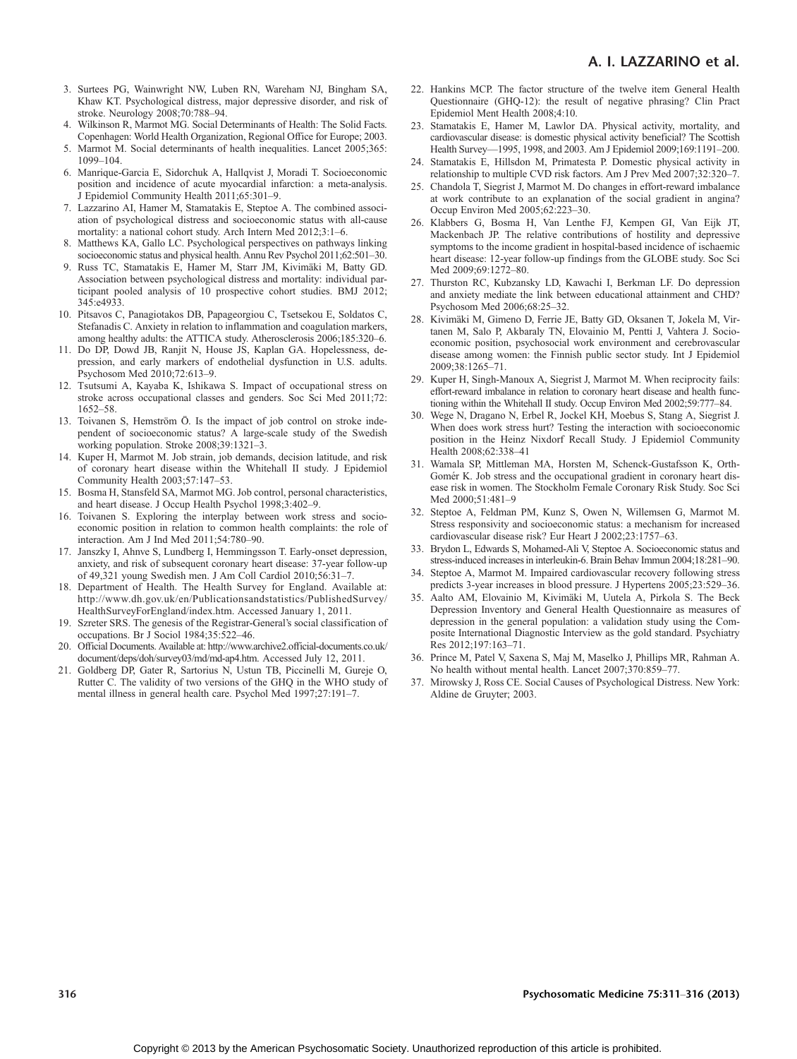3. Surtees PG, Wainwright NW, Luben RN, Wareham NJ, Bingham SA, Khaw KT. Psychological distress, major depressive disorder, and risk of stroke. Neurology 2008;70:788–94.
4. Wilkinson R, Marmot MG. Social Determinants of Health: The Solid Facts. Copenhagen: World Health Organization, Regional Office for Europe; 2003.
5. Marmot M. Social determinants of health inequalities. Lancet 2005;365: 1099–104.
6. Manrique-Garcia E, Sidorchuk A, Hallqvist J, Moradi T. Socioeconomic position and incidence of acute myocardial infarction: a meta-analysis. J Epidemiol Community Health 2011;65:301–9.
7. Lazzarino AI, Hamer M, Stamatakis E, Steptoe A. The combined association of psychological distress and socioeconomic status with all-cause mortality: a national cohort study. Arch Intern Med 2012;3:1–6.
8. Matthews KA, Gallo LC. Psychological perspectives on pathways linking socioeconomic status and physical health. Annu Rev Psychol 2011;62:501–30.
9. Russ TC, Stamatakis E, Hamer M, Starr JM, Kivimäki M, Batty GD. Association between psychological distress and mortality: individual participant pooled analysis of 10 prospective cohort studies. BMJ 2012; 345:e4933.
10. Pitsavos C, Panagiotakos DB, Papageorgiou C, Tsetsekou E, Soldatos C, Stefanadis C. Anxiety in relation to inflammation and coagulation markers, among healthy adults: the ATTICA study. Atherosclerosis 2006;185:320–6.
11. Do DP, Dowd JB, Ranjit N, House JS, Kaplan GA. Hopelessness, depression, and early markers of endothelial dysfunction in U.S. adults. Psychosom Med 2010;72:613–9.
12. Tsutsumi A, Kayaba K, Ishikawa S. Impact of occupational stress on stroke across occupational classes and genders. Soc Sci Med 2011;72: 1652–58.
13. Toivanen S, Hemström Ö. Is the impact of job control on stroke independent of socioeconomic status? A large-scale study of the Swedish working population. Stroke 2008;39:1321–3.
14. Kuper H, Marmot M. Job strain, job demands, decision latitude, and risk of coronary heart disease within the Whitehall II study. J Epidemiol Community Health 2003;57:147–53.
15. Bosma H, Stansfeld SA, Marmot MG. Job control, personal characteristics, and heart disease. J Occup Health Psychol 1998;3:402–9.
16. Toivanen S. Exploring the interplay between work stress and socioeconomic position in relation to common health complaints: the role of interaction. Am J Ind Med 2011;54:780–90.
17. Janszky I, Ahnve S, Lundberg I, Hemmingsson T. Early-onset depression, anxiety, and risk of subsequent coronary heart disease: 37-year follow-up of 49,321 young Swedish men. J Am Coll Cardiol 2010;56:31–7.
18. Department of Health. The Health Survey for England. Available at: http://www.dh.gov.uk/en/Publicationsandstatistics/PublishedSurvey/HealthSurveyForEngland/index.htm. Accessed January 1, 2011.
19. Szreter SRS. The genesis of the Registrar-General's social classification of occupations. Br J Sociol 1984;35:522–46.
20. Official Documents. Available at: http://www.archive2.official-documents.co.uk/document/deps/doh/survey03/md/md-ap4.htm. Accessed July 12, 2011.
21. Goldberg DP, Gater R, Sartorius N, Ustun TB, Piccinelli M, Gureje O, Rutter C. The validity of two versions of the GHQ in the WHO study of mental illness in general health care. Psychol Med 1997;27:191–7.
22. Hankins MCP. The factor structure of the twelve item General Health Questionnaire (GHQ-12): the result of negative phrasing? Clin Pract Epidemiol Ment Health 2008;4:10.
23. Stamatakis E, Hamer M, Lawlor DA. Physical activity, mortality, and cardiovascular disease: is domestic physical activity beneficial? The Scottish Health Survey—1995, 1998, and 2003. Am J Epidemiol 2009;169:1191–200.
24. Stamatakis E, Hillsdon M, Primatesta P. Domestic physical activity in relationship to multiple CVD risk factors. Am J Prev Med 2007;32:320–7.
25. Chandola T, Siegrist J, Marmot M. Do changes in effort-reward imbalance at work contribute to an explanation of the social gradient in angina? Occup Environ Med 2005;62:223–30.
26. Klabbers G, Bosma H, Van Lenthe FJ, Kempen GI, Van Eijk JT, Mackenbach JP. The relative contributions of hostility and depressive symptoms to the income gradient in hospital-based incidence of ischaemic heart disease: 12-year follow-up findings from the GLOBE study. Soc Sci Med 2009;69:1272–80.
27. Thurston RC, Kubzansky LD, Kawachi I, Berkman LF. Do depression and anxiety mediate the link between educational attainment and CHD? Psychosom Med 2006;68:25–32.
28. Kivimäki M, Gimeno D, Ferrie JE, Batty GD, Oksanen T, Jokela M, Virtanen M, Salo P, Akbaraly TN, Elovainio M, Pentti J, Vahtera J. Socioeconomic position, psychosocial work environment and cerebrovascular disease among women: the Finnish public sector study. Int J Epidemiol 2009;38:1265–71.
29. Kuper H, Singh-Manoux A, Siegrist J, Marmot M. When reciprocity fails: effort-reward imbalance in relation to coronary heart disease and health functioning within the Whitehall II study. Occup Environ Med 2002;59:777–84.
30. Wege N, Dragano N, Erbel R, Jockel KH, Moebus S, Stang A, Siegrist J. When does work stress hurt? Testing the interaction with socioeconomic position in the Heinz Nixdorf Recall Study. J Epidemiol Community Health 2008;62:338–41
31. Wamala SP, Mittleman MA, Horsten M, Schenck-Gustafsson K, Orth-Goméŕ K. Job stress and the occupational gradient in coronary heart disease risk in women. The Stockholm Female Coronary Risk Study. Soc Sci Med 2000;51:481–9
32. Steptoe A, Feldman PM, Kunz S, Owen N, Willemsen G, Marmot M. Stress responsivity and socioeconomic status: a mechanism for increased cardiovascular disease risk? Eur Heart J 2002;23:1757–63.
33. Brydon L, Edwards S, Mohamed-Ali V, Steptoe A. Socioeconomic status and stress-induced increases in interleukin-6. Brain Behav Immun 2004;18:281–90.
34. Steptoe A, Marmot M. Impaired cardiovascular recovery following stress predicts 3-year increases in blood pressure. J Hypertens 2005;23:529–36.
35. Aalto AM, Elovainio M, Kivimäki M, Uutela A, Pirkola S. The Beck Depression Inventory and General Health Questionnaire as measures of depression in the general population: a validation study using the Composite International Diagnostic Interview as the gold standard. Psychiatry Res 2012;197:163–71.
36. Prince M, Patel V, Saxena S, Maj M, Maselko J, Phillips MR, Rahman A. No health without mental health. Lancet 2007;370:859–77.
37. Mirowsky J, Ross CE. Social Causes of Psychological Distress. New York: Aldine de Gruyter; 2003.

Copyright © 2013 by the American Psychosomatic Society. Unauthorized reproduction of this article is prohibited.